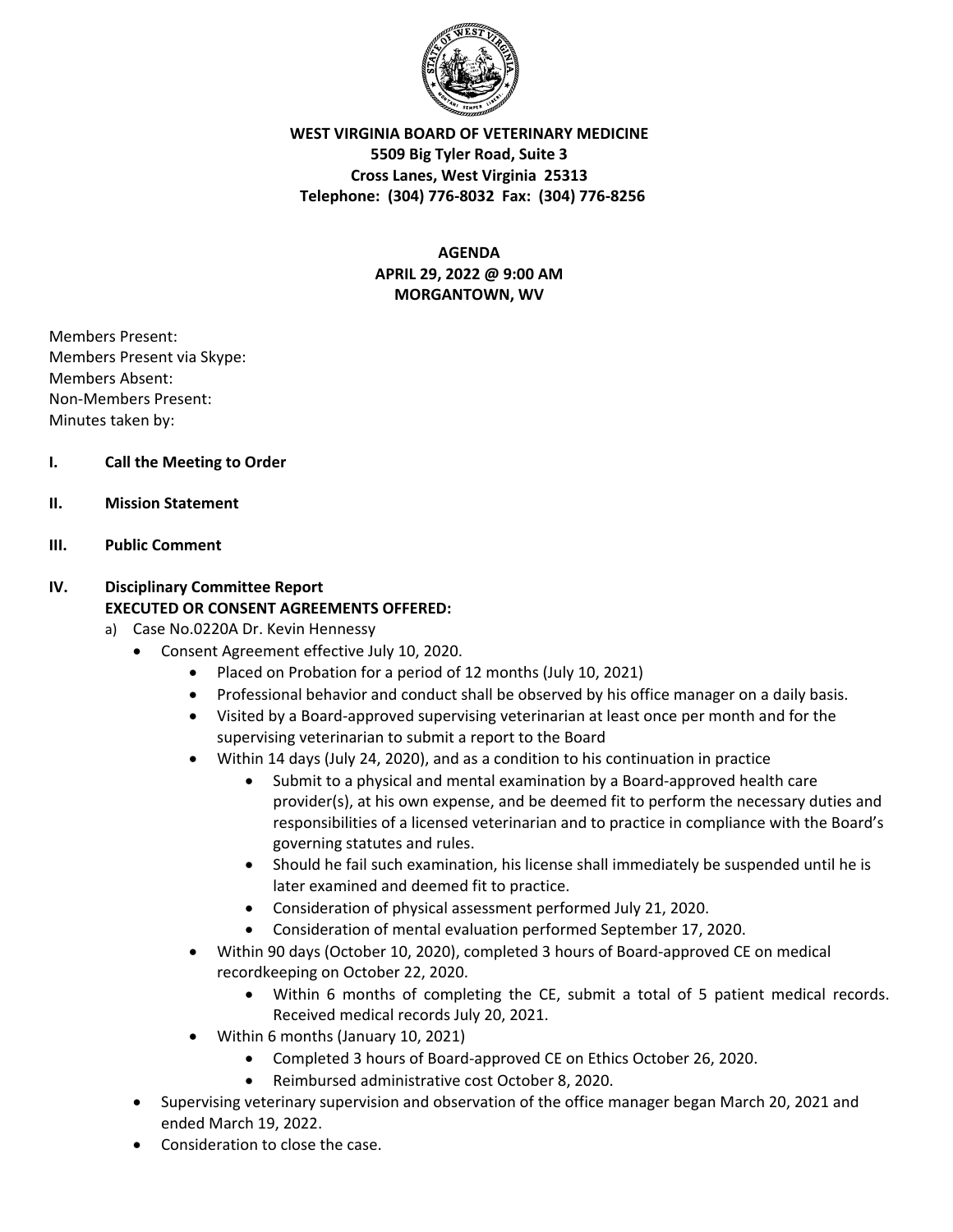**WEST VIRGINIA BOARD OF VETERINARY MEDICINE**
**5509 Big Tyler Road, Suite 3**
**Cross Lanes, West Virginia 25313**
**Telephone: (304) 776-8032 Fax: (304) 776-8256**

**AGENDA**
**APRIL 29, 2022 @ 9:00 AM**
**MORGANTOWN, WV**

Members Present:
Members Present via Skype:
Members Absent:
Non-Members Present:
Minutes taken by:

**I. Call the Meeting to Order**

**II. Mission Statement**

**III. Public Comment**

**IV. Disciplinary Committee Report**
**EXECUTED OR CONSENT AGREEMENTS OFFERED:**

a) Case No.0220A Dr. Kevin Hennessy
  - Consent Agreement effective July 10, 2020.
    - Placed on Probation for a period of 12 months (July 10, 2021)
    - Professional behavior and conduct shall be observed by his office manager on a daily basis.
    - Visited by a Board-approved supervising veterinarian at least once per month and for the supervising veterinarian to submit a report to the Board
    - Within 14 days (July 24, 2020), and as a condition to his continuation in practice
      - Submit to a physical and mental examination by a Board-approved health care provider(s), at his own expense, and be deemed fit to perform the necessary duties and responsibilities of a licensed veterinarian and to practice in compliance with the Board's governing statutes and rules.
      - Should he fail such examination, his license shall immediately be suspended until he is later examined and deemed fit to practice.
      - Consideration of physical assessment performed July 21, 2020.
      - Consideration of mental evaluation performed September 17, 2020.
    - Within 90 days (October 10, 2020), completed 3 hours of Board-approved CE on medical recordkeeping on October 22, 2020.
      - Within 6 months of completing the CE, submit a total of 5 patient medical records. Received medical records July 20, 2021.
    - Within 6 months (January 10, 2021)
      - Completed 3 hours of Board-approved CE on Ethics October 26, 2020.
      - Reimbursed administrative cost October 8, 2020.
  - Supervising veterinary supervision and observation of the office manager began March 20, 2021 and ended March 19, 2022.
  - Consideration to close the case.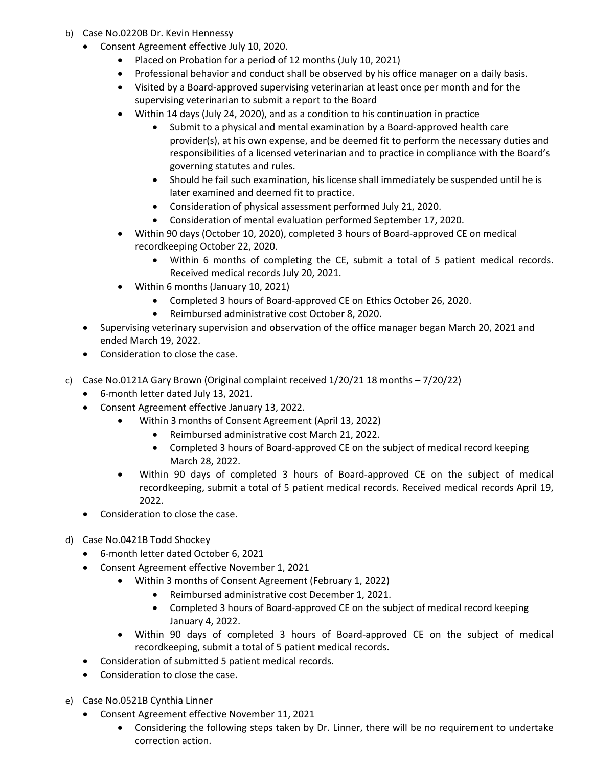b) Case No.0220B Dr. Kevin Hennessy
  - Consent Agreement effective July 10, 2020.
    - Placed on Probation for a period of 12 months (July 10, 2021)
    - Professional behavior and conduct shall be observed by his office manager on a daily basis.
    - Visited by a Board-approved supervising veterinarian at least once per month and for the supervising veterinarian to submit a report to the Board
    - Within 14 days (July 24, 2020), and as a condition to his continuation in practice
      - Submit to a physical and mental examination by a Board-approved health care provider(s), at his own expense, and be deemed fit to perform the necessary duties and responsibilities of a licensed veterinarian and to practice in compliance with the Board's governing statutes and rules.
      - Should he fail such examination, his license shall immediately be suspended until he is later examined and deemed fit to practice.
      - Consideration of physical assessment performed July 21, 2020.
      - Consideration of mental evaluation performed September 17, 2020.
    - Within 90 days (October 10, 2020), completed 3 hours of Board-approved CE on medical recordkeeping October 22, 2020.
      - Within 6 months of completing the CE, submit a total of 5 patient medical records. Received medical records July 20, 2021.
    - Within 6 months (January 10, 2021)
      - Completed 3 hours of Board-approved CE on Ethics October 26, 2020.
      - Reimbursed administrative cost October 8, 2020.
  - Supervising veterinary supervision and observation of the office manager began March 20, 2021 and ended March 19, 2022.
  - Consideration to close the case.

c) Case No.0121A Gary Brown (Original complaint received 1/20/21 18 months – 7/20/22)
  - 6-month letter dated July 13, 2021.
  - Consent Agreement effective January 13, 2022.
    - Within 3 months of Consent Agreement (April 13, 2022)
      - Reimbursed administrative cost March 21, 2022.
      - Completed 3 hours of Board-approved CE on the subject of medical record keeping March 28, 2022.
    - Within 90 days of completed 3 hours of Board-approved CE on the subject of medical recordkeeping, submit a total of 5 patient medical records. Received medical records April 19, 2022.
  - Consideration to close the case.

d) Case No.0421B Todd Shockey
  - 6-month letter dated October 6, 2021
  - Consent Agreement effective November 1, 2021
    - Within 3 months of Consent Agreement (February 1, 2022)
      - Reimbursed administrative cost December 1, 2021.
      - Completed 3 hours of Board-approved CE on the subject of medical record keeping January 4, 2022.
    - Within 90 days of completed 3 hours of Board-approved CE on the subject of medical recordkeeping, submit a total of 5 patient medical records.
  - Consideration of submitted 5 patient medical records.
  - Consideration to close the case.

e) Case No.0521B Cynthia Linner
  - Consent Agreement effective November 11, 2021
    - Considering the following steps taken by Dr. Linner, there will be no requirement to undertake correction action.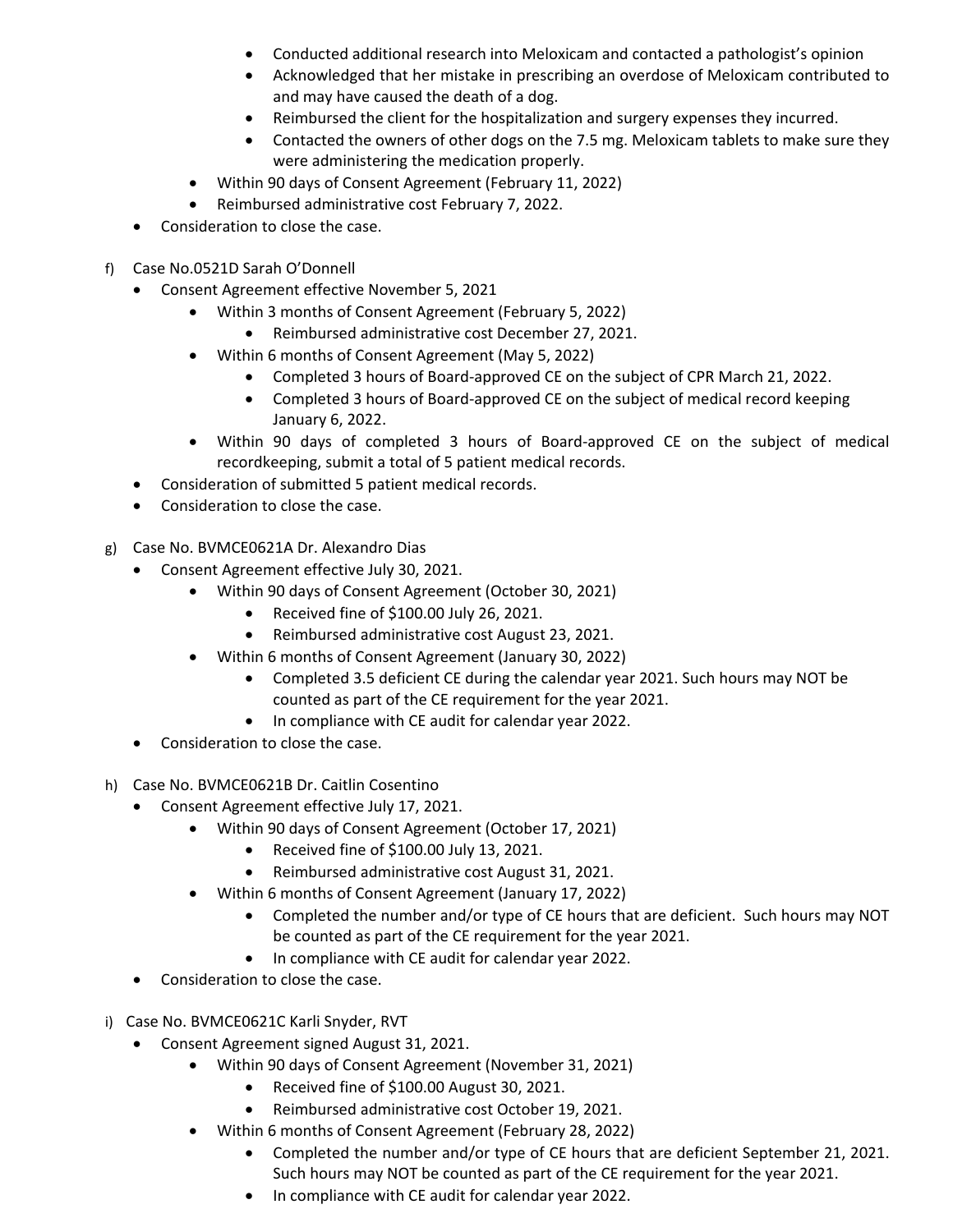- Conducted additional research into Meloxicam and contacted a pathologist's opinion
        - Acknowledged that her mistake in prescribing an overdose of Meloxicam contributed to and may have caused the death of a dog.
        - Reimbursed the client for the hospitalization and surgery expenses they incurred.
        - Contacted the owners of other dogs on the 7.5 mg. Meloxicam tablets to make sure they were administering the medication properly.
    - Within 90 days of Consent Agreement (February 11, 2022)
    - Reimbursed administrative cost February 7, 2022.
- Consideration to close the case.

f) Case No.0521D Sarah O'Donnell
- Consent Agreement effective November 5, 2021
    - Within 3 months of Consent Agreement (February 5, 2022)
        - Reimbursed administrative cost December 27, 2021.
    - Within 6 months of Consent Agreement (May 5, 2022)
        - Completed 3 hours of Board-approved CE on the subject of CPR March 21, 2022.
        - Completed 3 hours of Board-approved CE on the subject of medical record keeping January 6, 2022.
    - Within 90 days of completed 3 hours of Board-approved CE on the subject of medical recordkeeping, submit a total of 5 patient medical records.
- Consideration of submitted 5 patient medical records.
- Consideration to close the case.

g) Case No. BVMCE0621A Dr. Alexandro Dias
- Consent Agreement effective July 30, 2021.
    - Within 90 days of Consent Agreement (October 30, 2021)
        - Received fine of $100.00 July 26, 2021.
        - Reimbursed administrative cost August 23, 2021.
    - Within 6 months of Consent Agreement (January 30, 2022)
        - Completed 3.5 deficient CE during the calendar year 2021. Such hours may NOT be counted as part of the CE requirement for the year 2021.
        - In compliance with CE audit for calendar year 2022.
- Consideration to close the case.

h) Case No. BVMCE0621B Dr. Caitlin Cosentino
- Consent Agreement effective July 17, 2021.
    - Within 90 days of Consent Agreement (October 17, 2021)
        - Received fine of $100.00 July 13, 2021.
        - Reimbursed administrative cost August 31, 2021.
    - Within 6 months of Consent Agreement (January 17, 2022)
        - Completed the number and/or type of CE hours that are deficient. Such hours may NOT be counted as part of the CE requirement for the year 2021.
        - In compliance with CE audit for calendar year 2022.
- Consideration to close the case.

i) Case No. BVMCE0621C Karli Snyder, RVT
- Consent Agreement signed August 31, 2021.
    - Within 90 days of Consent Agreement (November 31, 2021)
        - Received fine of $100.00 August 30, 2021.
        - Reimbursed administrative cost October 19, 2021.
    - Within 6 months of Consent Agreement (February 28, 2022)
        - Completed the number and/or type of CE hours that are deficient September 21, 2021. Such hours may NOT be counted as part of the CE requirement for the year 2021.
        - In compliance with CE audit for calendar year 2022.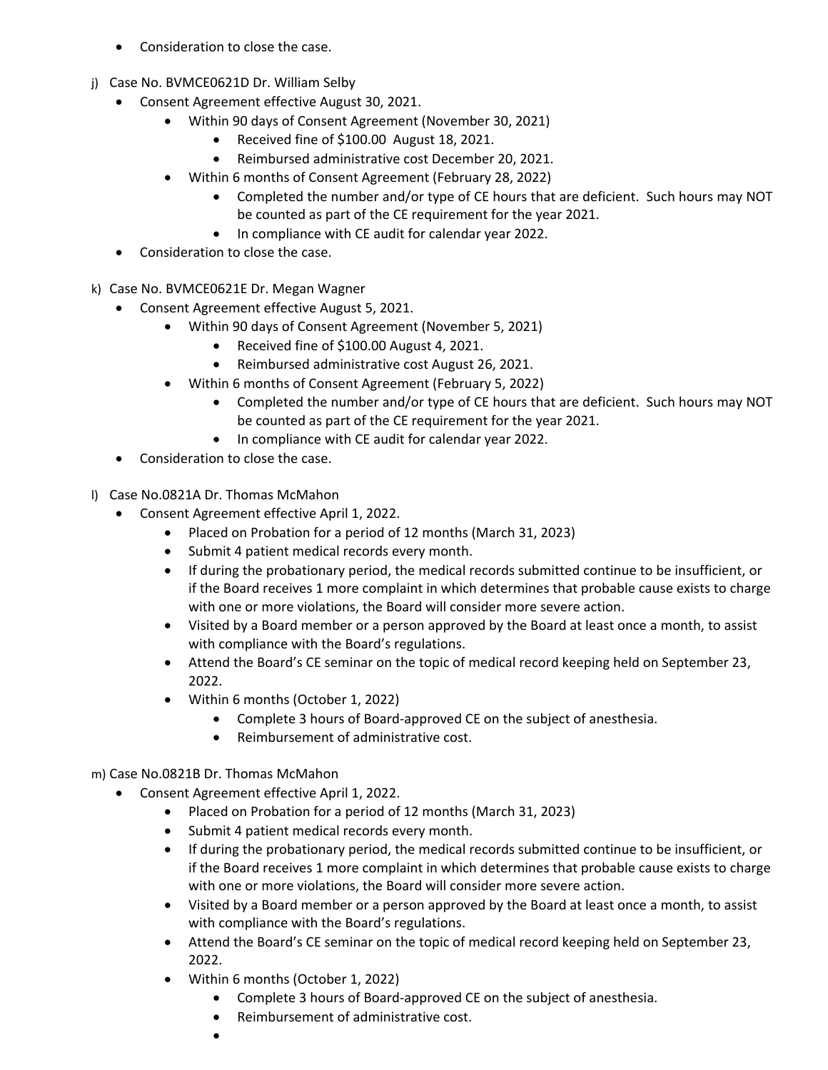- Consideration to close the case.

j) Case No. BVMCE0621D Dr. William Selby
- Consent Agreement effective August 30, 2021.
  - Within 90 days of Consent Agreement (November 30, 2021)
    - Received fine of $100.00 August 18, 2021.
    - Reimbursed administrative cost December 20, 2021.
  - Within 6 months of Consent Agreement (February 28, 2022)
    - Completed the number and/or type of CE hours that are deficient. Such hours may NOT be counted as part of the CE requirement for the year 2021.
    - In compliance with CE audit for calendar year 2022.
- Consideration to close the case.

k) Case No. BVMCE0621E Dr. Megan Wagner
- Consent Agreement effective August 5, 2021.
  - Within 90 days of Consent Agreement (November 5, 2021)
    - Received fine of $100.00 August 4, 2021.
    - Reimbursed administrative cost August 26, 2021.
  - Within 6 months of Consent Agreement (February 5, 2022)
    - Completed the number and/or type of CE hours that are deficient. Such hours may NOT be counted as part of the CE requirement for the year 2021.
    - In compliance with CE audit for calendar year 2022.
- Consideration to close the case.

l) Case No.0821A Dr. Thomas McMahon
- Consent Agreement effective April 1, 2022.
  - Placed on Probation for a period of 12 months (March 31, 2023)
  - Submit 4 patient medical records every month.
  - If during the probationary period, the medical records submitted continue to be insufficient, or if the Board receives 1 more complaint in which determines that probable cause exists to charge with one or more violations, the Board will consider more severe action.
  - Visited by a Board member or a person approved by the Board at least once a month, to assist with compliance with the Board's regulations.
  - Attend the Board's CE seminar on the topic of medical record keeping held on September 23, 2022.
  - Within 6 months (October 1, 2022)
    - Complete 3 hours of Board-approved CE on the subject of anesthesia.
    - Reimbursement of administrative cost.

m) Case No.0821B Dr. Thomas McMahon
- Consent Agreement effective April 1, 2022.
  - Placed on Probation for a period of 12 months (March 31, 2023)
  - Submit 4 patient medical records every month.
  - If during the probationary period, the medical records submitted continue to be insufficient, or if the Board receives 1 more complaint in which determines that probable cause exists to charge with one or more violations, the Board will consider more severe action.
  - Visited by a Board member or a person approved by the Board at least once a month, to assist with compliance with the Board's regulations.
  - Attend the Board's CE seminar on the topic of medical record keeping held on September 23, 2022.
  - Within 6 months (October 1, 2022)
    - Complete 3 hours of Board-approved CE on the subject of anesthesia.
    - Reimbursement of administrative cost.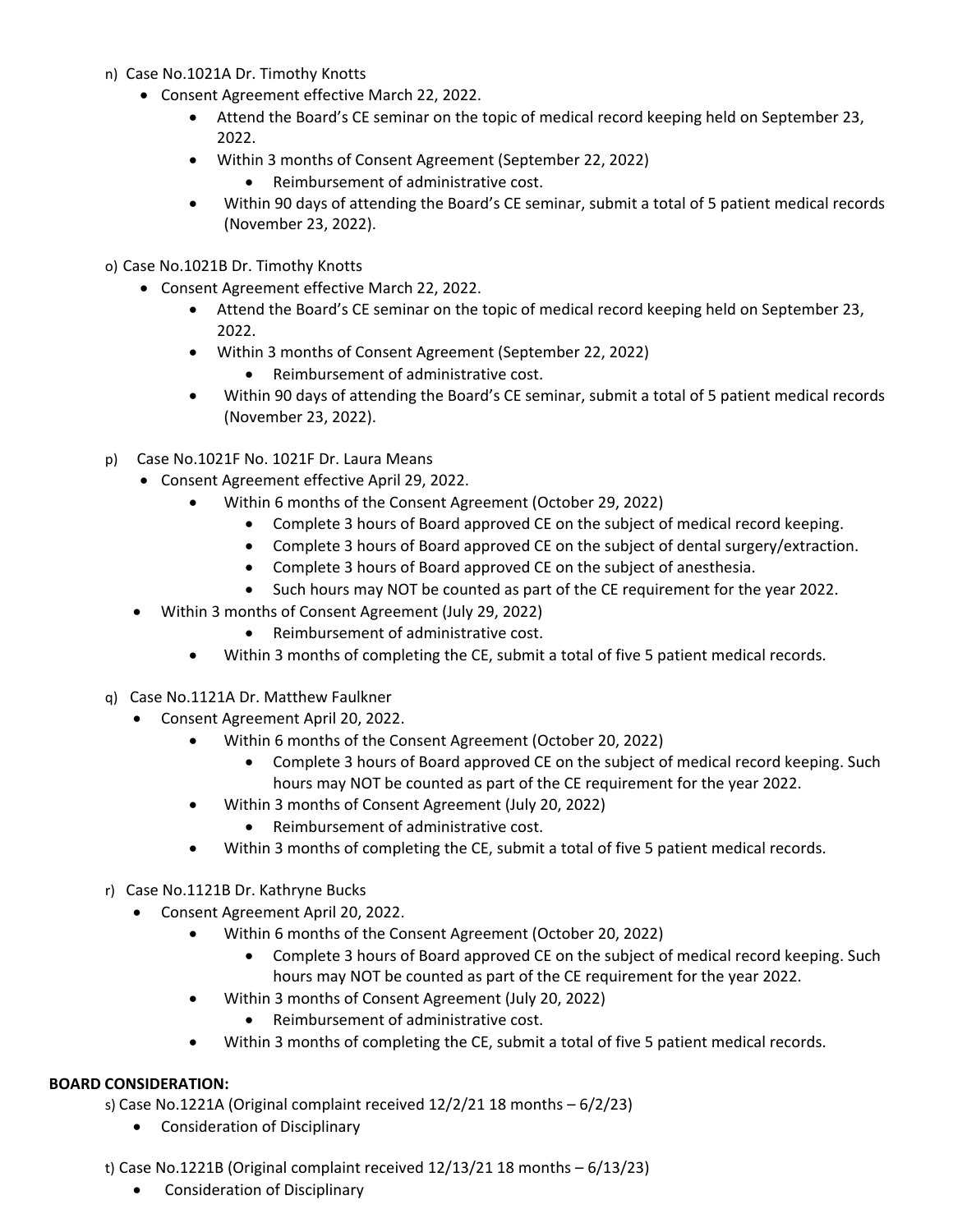n) Case No.1021A Dr. Timothy Knotts

- Consent Agreement effective March 22, 2022.
  - Attend the Board's CE seminar on the topic of medical record keeping held on September 23, 2022.
  - Within 3 months of Consent Agreement (September 22, 2022)
    - Reimbursement of administrative cost.
  - Within 90 days of attending the Board's CE seminar, submit a total of 5 patient medical records (November 23, 2022).

o) Case No.1021B Dr. Timothy Knotts

- Consent Agreement effective March 22, 2022.
  - Attend the Board's CE seminar on the topic of medical record keeping held on September 23, 2022.
  - Within 3 months of Consent Agreement (September 22, 2022)
    - Reimbursement of administrative cost.
  - Within 90 days of attending the Board's CE seminar, submit a total of 5 patient medical records (November 23, 2022).

p) Case No.1021F No. 1021F Dr. Laura Means

- Consent Agreement effective April 29, 2022.
  - Within 6 months of the Consent Agreement (October 29, 2022)
    - Complete 3 hours of Board approved CE on the subject of medical record keeping.
    - Complete 3 hours of Board approved CE on the subject of dental surgery/extraction.
    - Complete 3 hours of Board approved CE on the subject of anesthesia.
    - Such hours may NOT be counted as part of the CE requirement for the year 2022.
- Within 3 months of Consent Agreement (July 29, 2022)
    - Reimbursement of administrative cost.
  - Within 3 months of completing the CE, submit a total of five 5 patient medical records.

q) Case No.1121A Dr. Matthew Faulkner

- Consent Agreement April 20, 2022.
  - Within 6 months of the Consent Agreement (October 20, 2022)
    - Complete 3 hours of Board approved CE on the subject of medical record keeping. Such hours may NOT be counted as part of the CE requirement for the year 2022.
  - Within 3 months of Consent Agreement (July 20, 2022)
    - Reimbursement of administrative cost.
  - Within 3 months of completing the CE, submit a total of five 5 patient medical records.

r) Case No.1121B Dr. Kathryne Bucks

- Consent Agreement April 20, 2022.
  - Within 6 months of the Consent Agreement (October 20, 2022)
    - Complete 3 hours of Board approved CE on the subject of medical record keeping. Such hours may NOT be counted as part of the CE requirement for the year 2022.
  - Within 3 months of Consent Agreement (July 20, 2022)
    - Reimbursement of administrative cost.
  - Within 3 months of completing the CE, submit a total of five 5 patient medical records.

**BOARD CONSIDERATION:**

s) Case No.1221A (Original complaint received 12/2/21 18 months – 6/2/23)

- Consideration of Disciplinary

t) Case No.1221B (Original complaint received 12/13/21 18 months – 6/13/23)

- Consideration of Disciplinary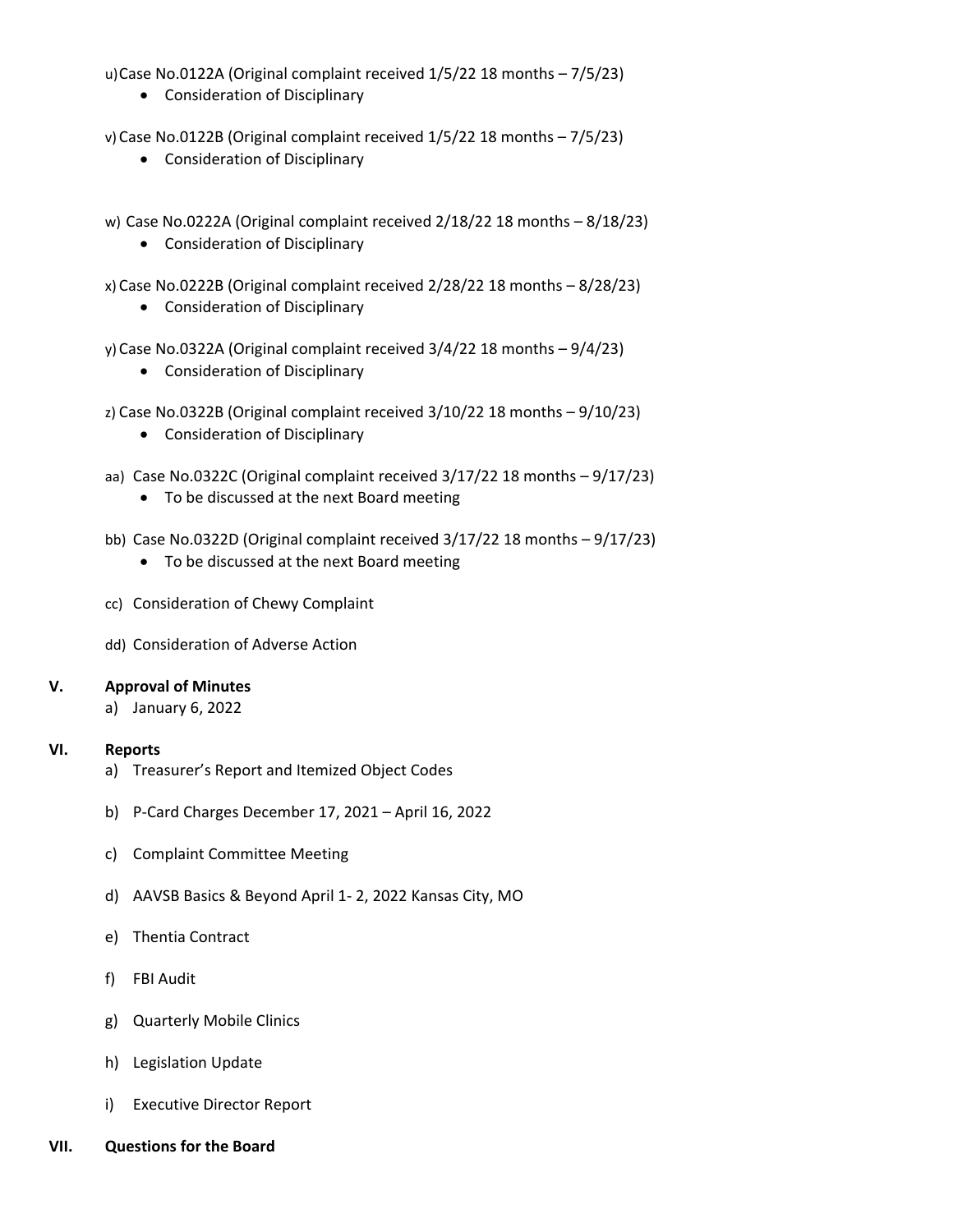u) Case No.0122A (Original complaint received 1/5/22 18 months – 7/5/23)
- Consideration of Disciplinary

v) Case No.0122B (Original complaint received 1/5/22 18 months – 7/5/23)
- Consideration of Disciplinary

w) Case No.0222A (Original complaint received 2/18/22 18 months – 8/18/23)
- Consideration of Disciplinary

x) Case No.0222B (Original complaint received 2/28/22 18 months – 8/28/23)
- Consideration of Disciplinary

y) Case No.0322A (Original complaint received 3/4/22 18 months – 9/4/23)
- Consideration of Disciplinary

z) Case No.0322B (Original complaint received 3/10/22 18 months – 9/10/23)
- Consideration of Disciplinary

aa) Case No.0322C (Original complaint received 3/17/22 18 months – 9/17/23)
- To be discussed at the next Board meeting

bb) Case No.0322D (Original complaint received 3/17/22 18 months – 9/17/23)
- To be discussed at the next Board meeting

cc) Consideration of Chewy Complaint

dd) Consideration of Adverse Action

## V. Approval of Minutes

a) January 6, 2022

## VI. Reports

a) Treasurer's Report and Itemized Object Codes

b) P-Card Charges December 17, 2021 – April 16, 2022

c) Complaint Committee Meeting

d) AAVSB Basics & Beyond April 1- 2, 2022 Kansas City, MO

e) Thentia Contract

f) FBI Audit

g) Quarterly Mobile Clinics

h) Legislation Update

i) Executive Director Report

## VII. Questions for the Board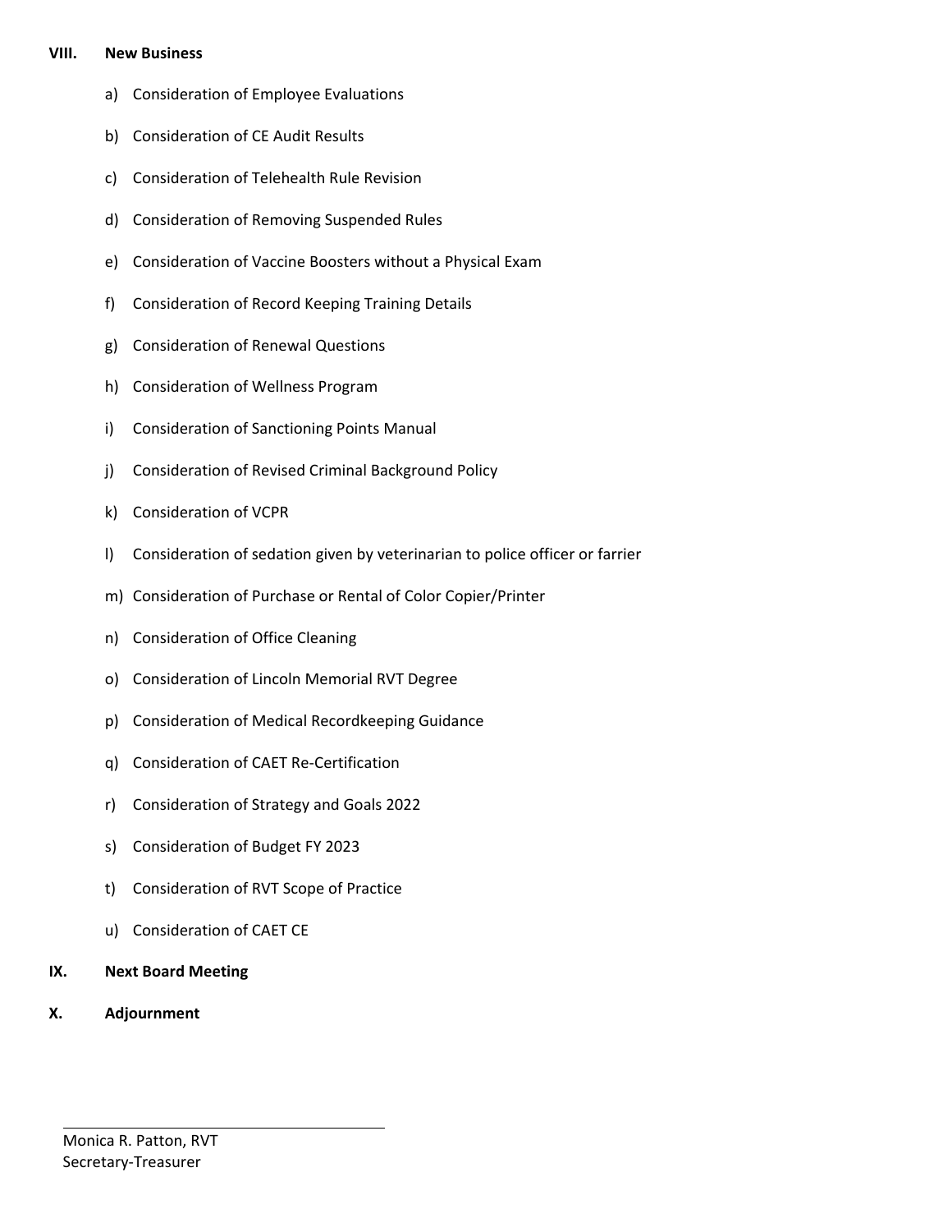**VIII. New Business**

a) Consideration of Employee Evaluations

b) Consideration of CE Audit Results

c) Consideration of Telehealth Rule Revision

d) Consideration of Removing Suspended Rules

e) Consideration of Vaccine Boosters without a Physical Exam

f) Consideration of Record Keeping Training Details

g) Consideration of Renewal Questions

h) Consideration of Wellness Program

i) Consideration of Sanctioning Points Manual

j) Consideration of Revised Criminal Background Policy

k) Consideration of VCPR

l) Consideration of sedation given by veterinarian to police officer or farrier

m) Consideration of Purchase or Rental of Color Copier/Printer

n) Consideration of Office Cleaning

o) Consideration of Lincoln Memorial RVT Degree

p) Consideration of Medical Recordkeeping Guidance

q) Consideration of CAET Re-Certification

r) Consideration of Strategy and Goals 2022

s) Consideration of Budget FY 2023

t) Consideration of RVT Scope of Practice

u) Consideration of CAET CE

**IX. Next Board Meeting**

**X. Adjournment**

\_\_\_\_\_\_\_\_\_\_\_\_\_\_\_\_\_\_\_\_\_\_\_\_\_\_\_\_\_\_\_\_\_\_\_\_

Monica R. Patton, RVT
Secretary-Treasurer